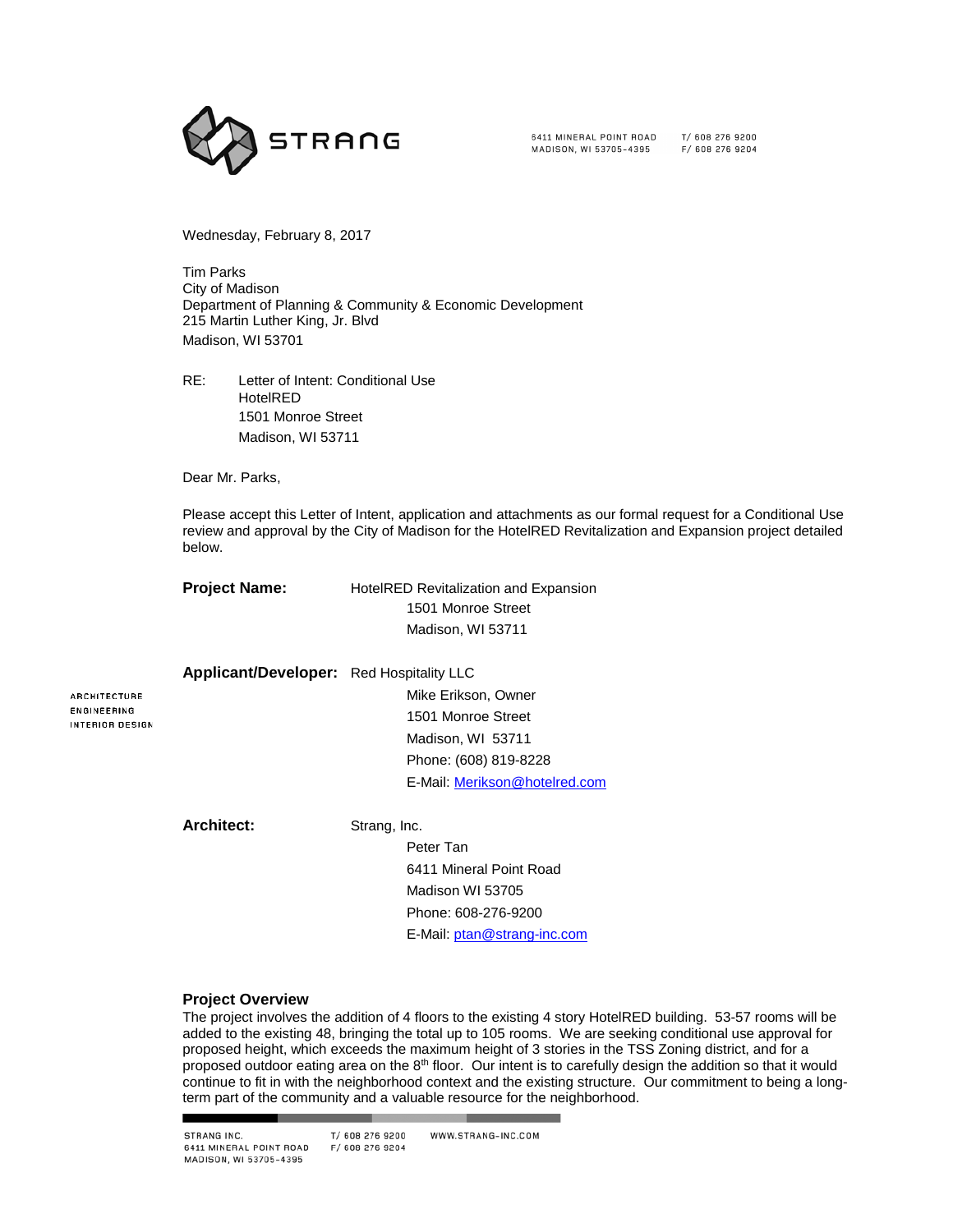STRANG

6411 MINERAL POINT ROAD
MADISON, WI 53705-4395

T/ 608 276 9200
F/ 608 276 9204

Wednesday, February 8, 2017

Tim Parks
City of Madison
Department of Planning & Community & Economic Development
215 Martin Luther King, Jr. Blvd
Madison, WI 53701

RE: Letter of Intent: Conditional Use
HotelRED
1501 Monroe Street
Madison, WI 53711

Dear Mr. Parks,

Please accept this Letter of Intent, application and attachments as our formal request for a Conditional Use review and approval by the City of Madison for the HotelRED Revitalization and Expansion project detailed below.

**Project Name:** HotelRED Revitalization and Expansion
1501 Monroe Street
Madison, WI 53711

**Applicant/Developer:** Red Hospitality LLC
Mike Erikson, Owner
1501 Monroe Street
Madison, WI 53711
Phone: (608) 819-8228
E-Mail: Merikson@hotelred.com

**Architect:** Strang, Inc.
Peter Tan
6411 Mineral Point Road
Madison WI 53705
Phone: 608-276-9200
E-Mail: ptan@strang-inc.com

ARCHITECTURE
ENGINEERING
INTERIOR DESIGN

### Project Overview

The project involves the addition of 4 floors to the existing 4 story HotelRED building. 53-57 rooms will be added to the existing 48, bringing the total up to 105 rooms. We are seeking conditional use approval for proposed height, which exceeds the maximum height of 3 stories in the TSS Zoning district, and for a proposed outdoor eating area on the 8th floor. Our intent is to carefully design the addition so that it would continue to fit in with the neighborhood context and the existing structure. Our commitment to being a long-term part of the community and a valuable resource for the neighborhood.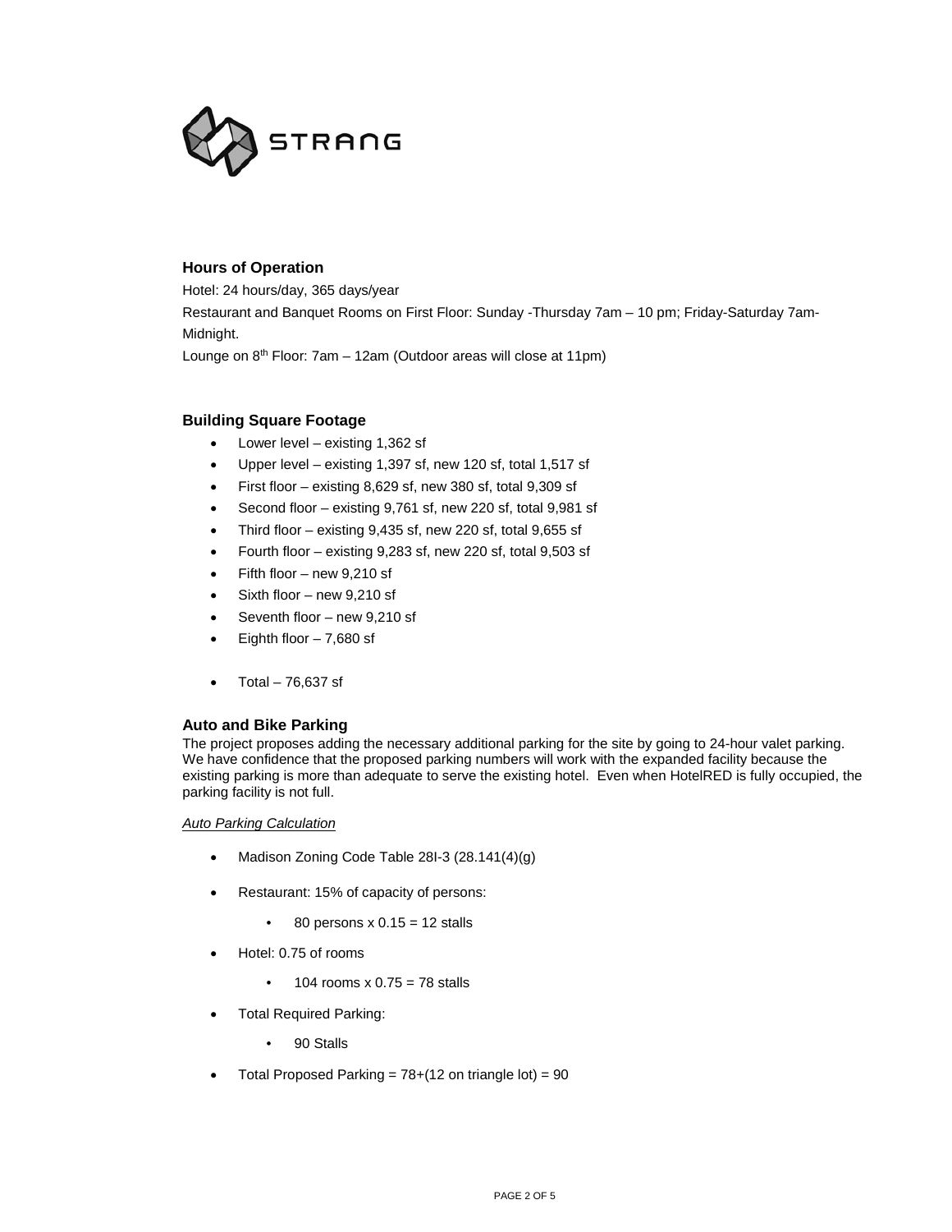## Hours of Operation

Hotel: 24 hours/day, 365 days/year

Restaurant and Banquet Rooms on First Floor: Sunday -Thursday 7am – 10 pm; Friday-Saturday 7am-Midnight.

Lounge on 8th Floor: 7am – 12am (Outdoor areas will close at 11pm)

## Building Square Footage

- Lower level – existing 1,362 sf
- Upper level – existing 1,397 sf, new 120 sf, total 1,517 sf
- First floor – existing 8,629 sf, new 380 sf, total 9,309 sf
- Second floor – existing 9,761 sf, new 220 sf, total 9,981 sf
- Third floor – existing 9,435 sf, new 220 sf, total 9,655 sf
- Fourth floor – existing 9,283 sf, new 220 sf, total 9,503 sf
- Fifth floor – new 9,210 sf
- Sixth floor – new 9,210 sf
- Seventh floor – new 9,210 sf
- Eighth floor – 7,680 sf

- Total – 76,637 sf

## Auto and Bike Parking

The project proposes adding the necessary additional parking for the site by going to 24-hour valet parking. We have confidence that the proposed parking numbers will work with the expanded facility because the existing parking is more than adequate to serve the existing hotel. Even when HotelRED is fully occupied, the parking facility is not full.

*Auto Parking Calculation*

- Madison Zoning Code Table 28I-3 (28.141(4)(g)
- Restaurant: 15% of capacity of persons:
  - 80 persons x 0.15 = 12 stalls
- Hotel: 0.75 of rooms
  - 104 rooms x 0.75 = 78 stalls
- Total Required Parking:
  - 90 Stalls
- Total Proposed Parking = 78+(12 on triangle lot) = 90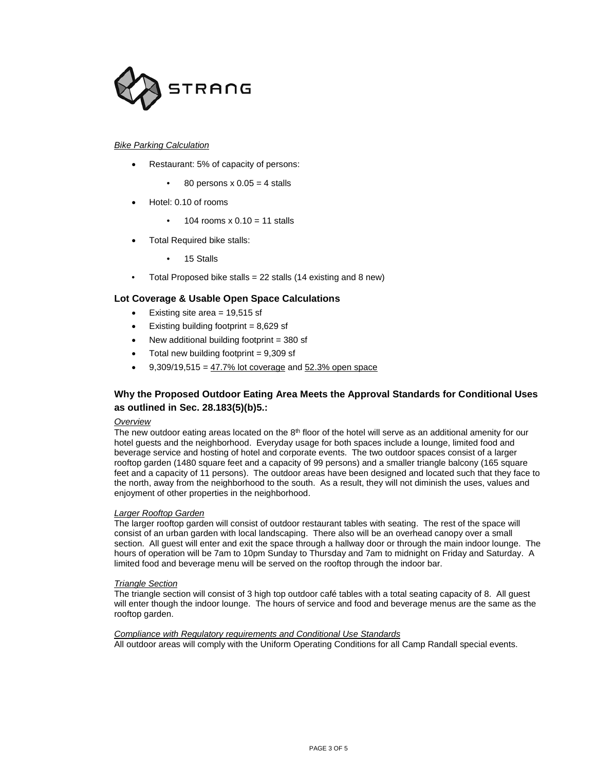STRANG

*Bike Parking Calculation*

- Restaurant: 5% of capacity of persons:
    - 80 persons x 0.05 = 4 stalls
- Hotel: 0.10 of rooms
    - 104 rooms x 0.10 = 11 stalls
- Total Required bike stalls:
    - 15 Stalls
- Total Proposed bike stalls = 22 stalls (14 existing and 8 new)

### Lot Coverage & Usable Open Space Calculations

- Existing site area = 19,515 sf
- Existing building footprint = 8,629 sf
- New additional building footprint = 380 sf
- Total new building footprint = 9,309 sf
- 9,309/19,515 = 47.7% lot coverage and 52.3% open space

### Why the Proposed Outdoor Eating Area Meets the Approval Standards for Conditional Uses as outlined in Sec. 28.183(5)(b)5.:

*Overview*

The new outdoor eating areas located on the 8th floor of the hotel will serve as an additional amenity for our hotel guests and the neighborhood. Everyday usage for both spaces include a lounge, limited food and beverage service and hosting of hotel and corporate events. The two outdoor spaces consist of a larger rooftop garden (1480 square feet and a capacity of 99 persons) and a smaller triangle balcony (165 square feet and a capacity of 11 persons). The outdoor areas have been designed and located such that they face to the north, away from the neighborhood to the south. As a result, they will not diminish the uses, values and enjoyment of other properties in the neighborhood.

*Larger Rooftop Garden*

The larger rooftop garden will consist of outdoor restaurant tables with seating. The rest of the space will consist of an urban garden with local landscaping. There also will be an overhead canopy over a small section. All guest will enter and exit the space through a hallway door or through the main indoor lounge. The hours of operation will be 7am to 10pm Sunday to Thursday and 7am to midnight on Friday and Saturday. A limited food and beverage menu will be served on the rooftop through the indoor bar.

*Triangle Section*

The triangle section will consist of 3 high top outdoor café tables with a total seating capacity of 8. All guest will enter though the indoor lounge. The hours of service and food and beverage menus are the same as the rooftop garden.

*Compliance with Regulatory requirements and Conditional Use Standards*

All outdoor areas will comply with the Uniform Operating Conditions for all Camp Randall special events.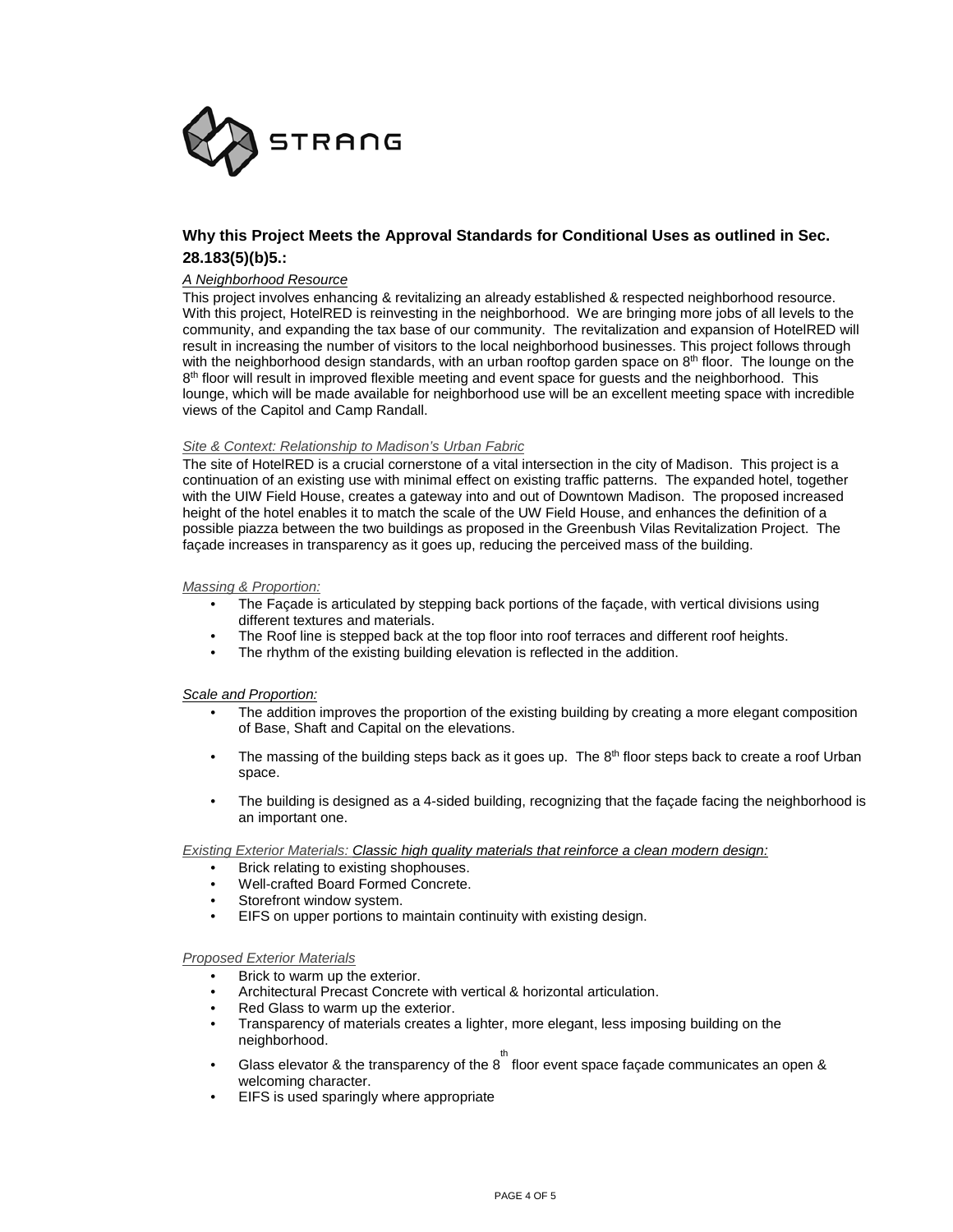STRANG

## Why this Project Meets the Approval Standards for Conditional Uses as outlined in Sec. 28.183(5)(b)5.:

*A Neighborhood Resource*

This project involves enhancing & revitalizing an already established & respected neighborhood resource. With this project, HotelRED is reinvesting in the neighborhood. We are bringing more jobs of all levels to the community, and expanding the tax base of our community. The revitalization and expansion of HotelRED will result in increasing the number of visitors to the local neighborhood businesses. This project follows through with the neighborhood design standards, with an urban rooftop garden space on 8th floor. The lounge on the 8th floor will result in improved flexible meeting and event space for guests and the neighborhood. This lounge, which will be made available for neighborhood use will be an excellent meeting space with incredible views of the Capitol and Camp Randall.

*Site & Context: Relationship to Madison's Urban Fabric*

The site of HotelRED is a crucial cornerstone of a vital intersection in the city of Madison. This project is a continuation of an existing use with minimal effect on existing traffic patterns. The expanded hotel, together with the UIW Field House, creates a gateway into and out of Downtown Madison. The proposed increased height of the hotel enables it to match the scale of the UW Field House, and enhances the definition of a possible piazza between the two buildings as proposed in the Greenbush Vilas Revitalization Project. The façade increases in transparency as it goes up, reducing the perceived mass of the building.

*Massing & Proportion:*

- The Façade is articulated by stepping back portions of the façade, with vertical divisions using different textures and materials.
- The Roof line is stepped back at the top floor into roof terraces and different roof heights.
- The rhythm of the existing building elevation is reflected in the addition.

*Scale and Proportion:*

- The addition improves the proportion of the existing building by creating a more elegant composition of Base, Shaft and Capital on the elevations.
- The massing of the building steps back as it goes up. The 8th floor steps back to create a roof Urban space.
- The building is designed as a 4-sided building, recognizing that the façade facing the neighborhood is an important one.

*Existing Exterior Materials: Classic high quality materials that reinforce a clean modern design:*

- Brick relating to existing shophouses.
- Well-crafted Board Formed Concrete.
- Storefront window system.
- EIFS on upper portions to maintain continuity with existing design.

*Proposed Exterior Materials*

- Brick to warm up the exterior.
- Architectural Precast Concrete with vertical & horizontal articulation.
- Red Glass to warm up the exterior.
- Transparency of materials creates a lighter, more elegant, less imposing building on the neighborhood.
- Glass elevator & the transparency of the 8th floor event space façade communicates an open & welcoming character.
- EIFS is used sparingly where appropriate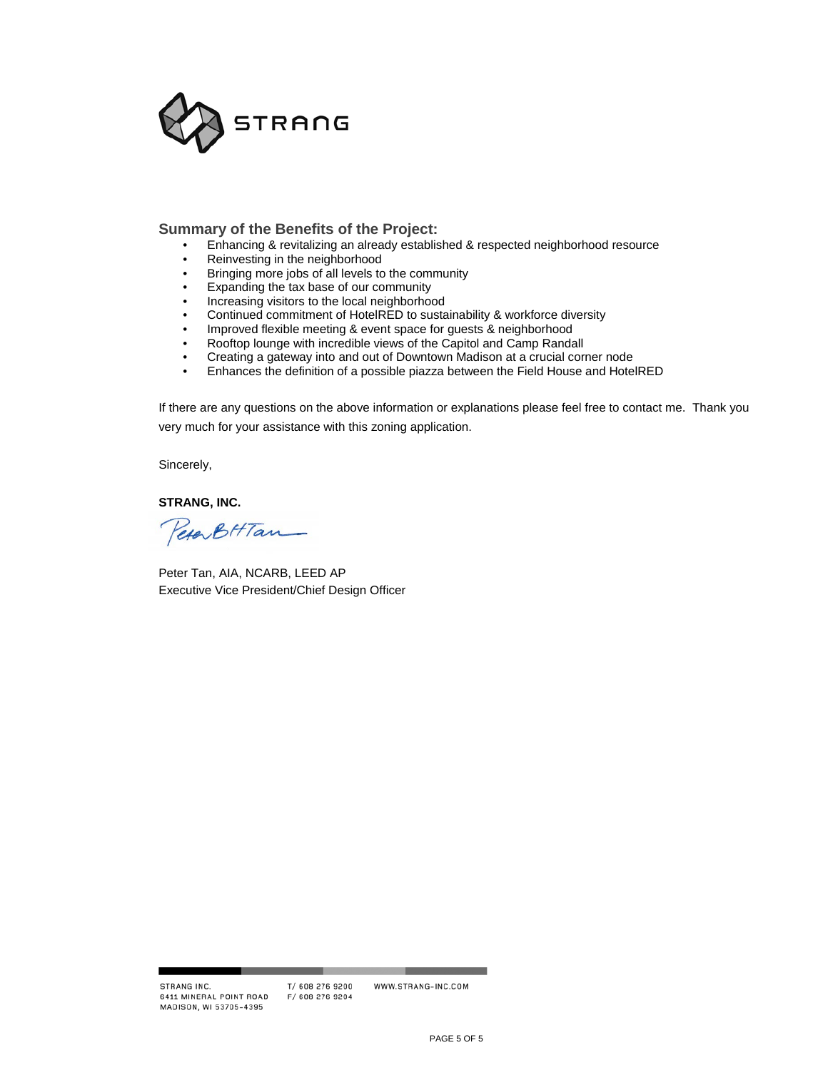STRANG

## Summary of the Benefits of the Project:

- Enhancing & revitalizing an already established & respected neighborhood resource
- Reinvesting in the neighborhood
- Bringing more jobs of all levels to the community
- Expanding the tax base of our community
- Increasing visitors to the local neighborhood
- Continued commitment of HotelRED to sustainability & workforce diversity
- Improved flexible meeting & event space for guests & neighborhood
- Rooftop lounge with incredible views of the Capitol and Camp Randall
- Creating a gateway into and out of Downtown Madison at a crucial corner node
- Enhances the definition of a possible piazza between the Field House and HotelRED

If there are any questions on the above information or explanations please feel free to contact me. Thank you very much for your assistance with this zoning application.

Sincerely,

**STRANG, INC.**

Peter BH Tan

Peter Tan, AIA, NCARB, LEED AP
Executive Vice President/Chief Design Officer

STRANG INC.
6411 MINERAL POINT ROAD
MADISON, WI 53705-4395

T/ 608 276 9200
F/ 608 276 9204

WWW.STRANG-INC.COM